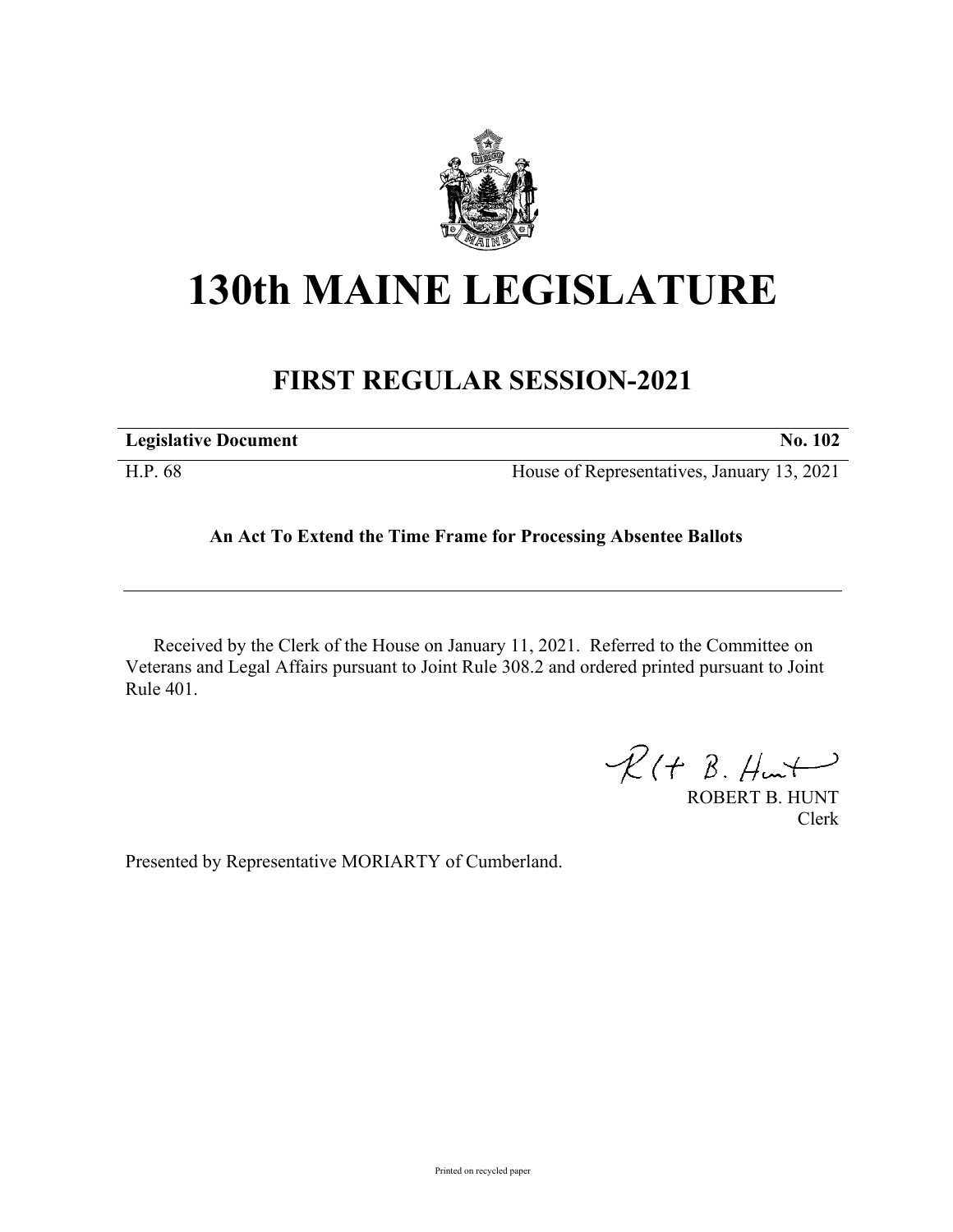# 130th MAINE LEGISLATURE

## FIRST REGULAR SESSION-2021

| **Legislative Document** | **No. 102** |
|---|---|
| H.P. 68 | House of Representatives, January 13, 2021 |

**An Act To Extend the Time Frame for Processing Absentee Ballots**

Received by the Clerk of the House on January 11, 2021. Referred to the Committee on Veterans and Legal Affairs pursuant to Joint Rule 308.2 and ordered printed pursuant to Joint Rule 401.

ROBERT B. HUNT
Clerk

Presented by Representative MORIARTY of Cumberland.

Printed on recycled paper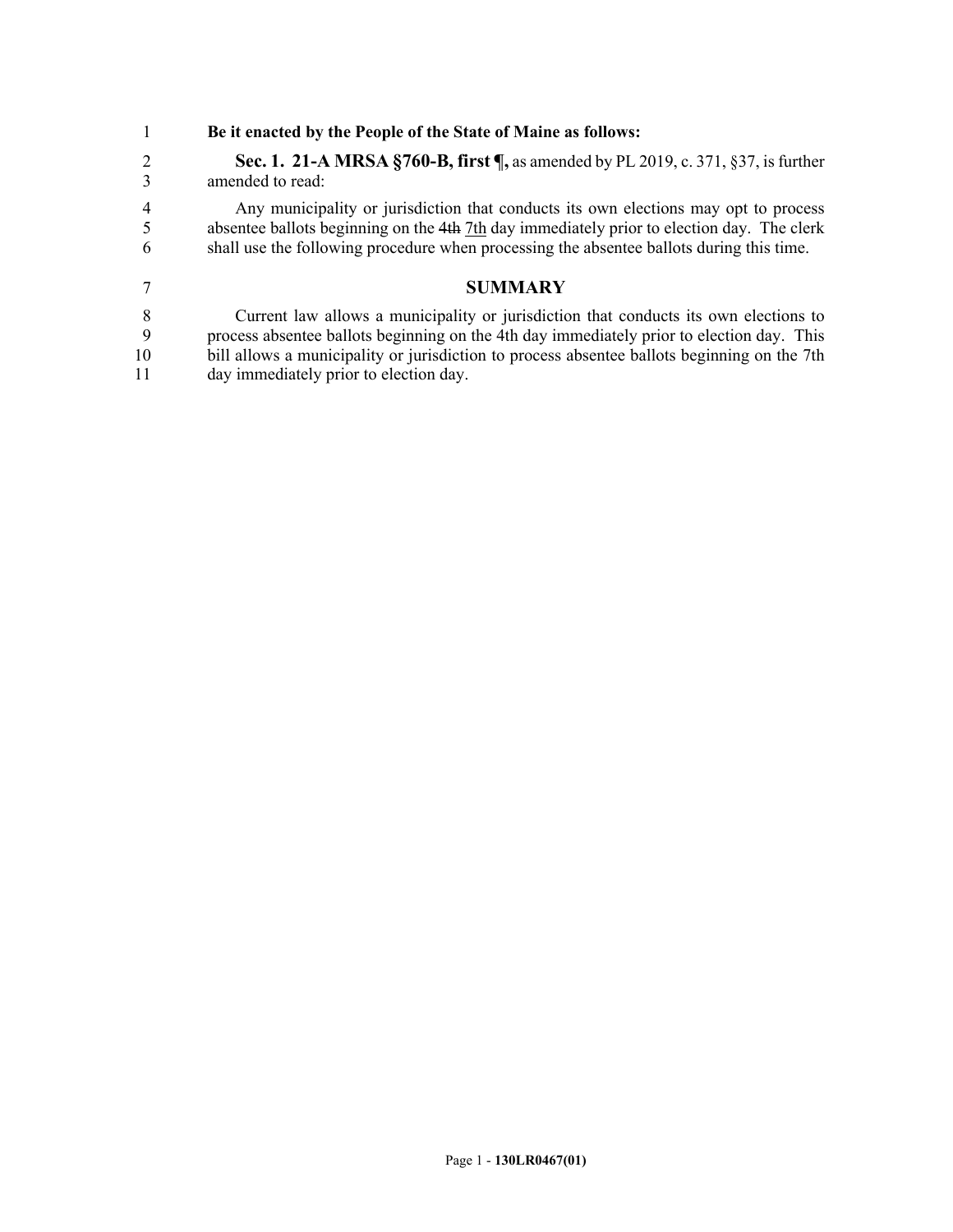**Be it enacted by the People of the State of Maine as follows:**

**Sec. 1. 21-A MRSA §760-B, first ¶,** as amended by PL 2019, c. 371, §37, is further amended to read:

Any municipality or jurisdiction that conducts its own elections may opt to process absentee ballots beginning on the ~~4th~~ 7th day immediately prior to election day. The clerk shall use the following procedure when processing the absentee ballots during this time.

## SUMMARY

Current law allows a municipality or jurisdiction that conducts its own elections to process absentee ballots beginning on the 4th day immediately prior to election day. This bill allows a municipality or jurisdiction to process absentee ballots beginning on the 7th day immediately prior to election day.